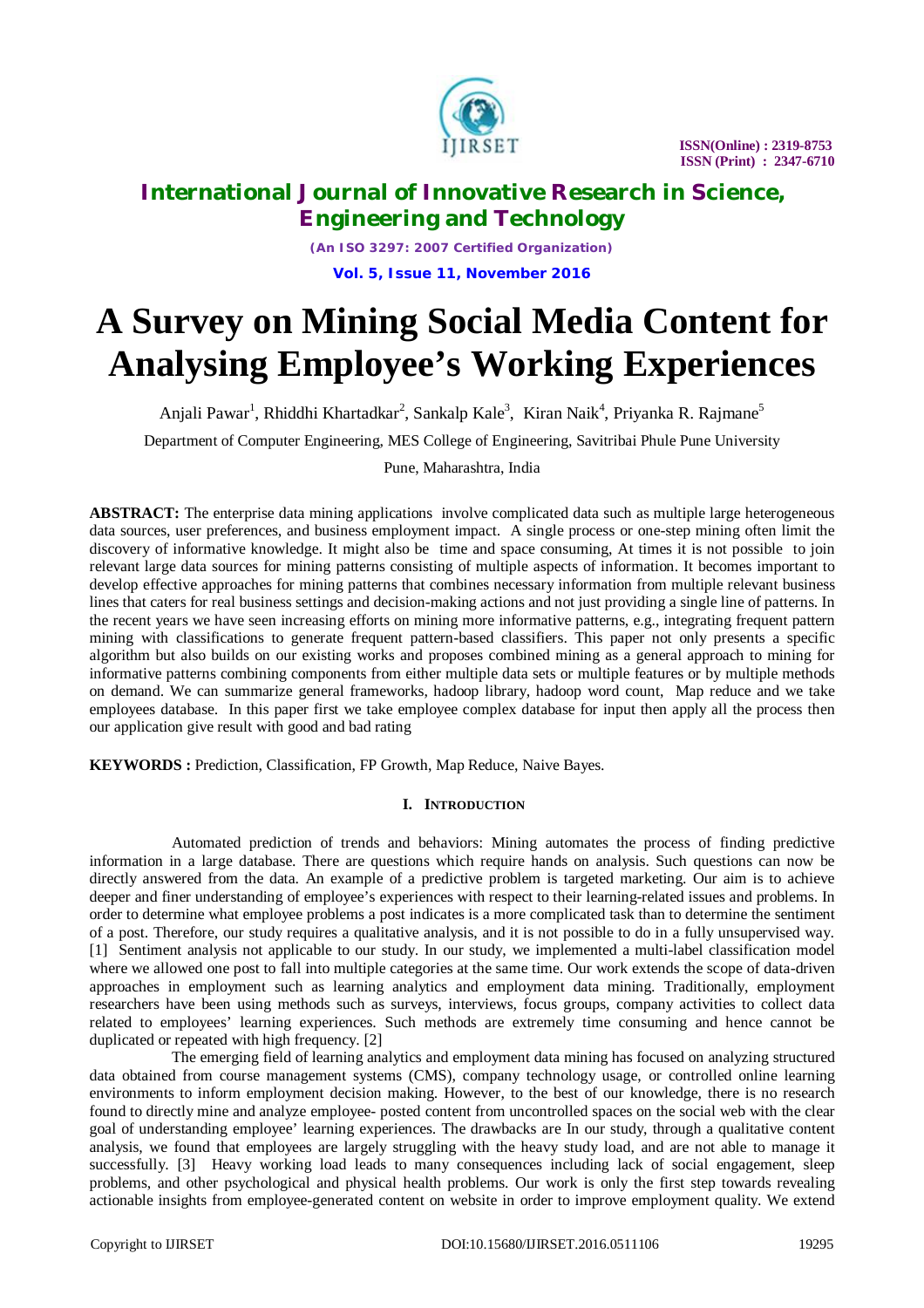// International Journal of Innovative Research in Science, Engineering and Technology

# A Survey on Mining Social Media Content for Analysing Employee's Working Experiences

Anjali Pawar[1], Rhiddhi Khartadkar[2], Sankalp Kale[3], Kiran Naik[4], Priyanka R. Rajmane[5]

Department of Computer Engineering, MES College of Engineering, Savitribai Phule Pune University

Pune, Maharashtra, India

**ABSTRACT:** The enterprise data mining applications involve complicated data such as multiple large heterogeneous data sources, user preferences, and business employment impact. A single process or one-step mining often limit the discovery of informative knowledge. It might also be time and space consuming, At times it is not possible to join relevant large data sources for mining patterns consisting of multiple aspects of information. It becomes important to develop effective approaches for mining patterns that combines necessary information from multiple relevant business lines that caters for real business settings and decision-making actions and not just providing a single line of patterns. In the recent years we have seen increasing efforts on mining more informative patterns, e.g., integrating frequent pattern mining with classifications to generate frequent pattern-based classifiers. This paper not only presents a specific algorithm but also builds on our existing works and proposes combined mining as a general approach to mining for informative patterns combining components from either multiple data sets or multiple features or by multiple methods on demand. We can summarize general frameworks, hadoop library, hadoop word count, Map reduce and we take employees database. In this paper first we take employee complex database for input then apply all the process then our application give result with good and bad rating

**KEYWORDS :** Prediction, Classification, FP Growth, Map Reduce, Naive Bayes.

## I. INTRODUCTION

Automated prediction of trends and behaviors: Mining automates the process of finding predictive information in a large database. There are questions which require hands on analysis. Such questions can now be directly answered from the data. An example of a predictive problem is targeted marketing. Our aim is to achieve deeper and finer understanding of employee's experiences with respect to their learning-related issues and problems. In order to determine what employee problems a post indicates is a more complicated task than to determine the sentiment of a post. Therefore, our study requires a qualitative analysis, and it is not possible to do in a fully unsupervised way. [1] Sentiment analysis not applicable to our study. In our study, we implemented a multi-label classification model where we allowed one post to fall into multiple categories at the same time. Our work extends the scope of data-driven approaches in employment such as learning analytics and employment data mining. Traditionally, employment researchers have been using methods such as surveys, interviews, focus groups, company activities to collect data related to employees' learning experiences. Such methods are extremely time consuming and hence cannot be duplicated or repeated with high frequency. [2]

The emerging field of learning analytics and employment data mining has focused on analyzing structured data obtained from course management systems (CMS), company technology usage, or controlled online learning environments to inform employment decision making. However, to the best of our knowledge, there is no research found to directly mine and analyze employee- posted content from uncontrolled spaces on the social web with the clear goal of understanding employee' learning experiences. The drawbacks are In our study, through a qualitative content analysis, we found that employees are largely struggling with the heavy study load, and are not able to manage it successfully. [3] Heavy working load leads to many consequences including lack of social engagement, sleep problems, and other psychological and physical health problems. Our work is only the first step towards revealing actionable insights from employee-generated content on website in order to improve employment quality. We extend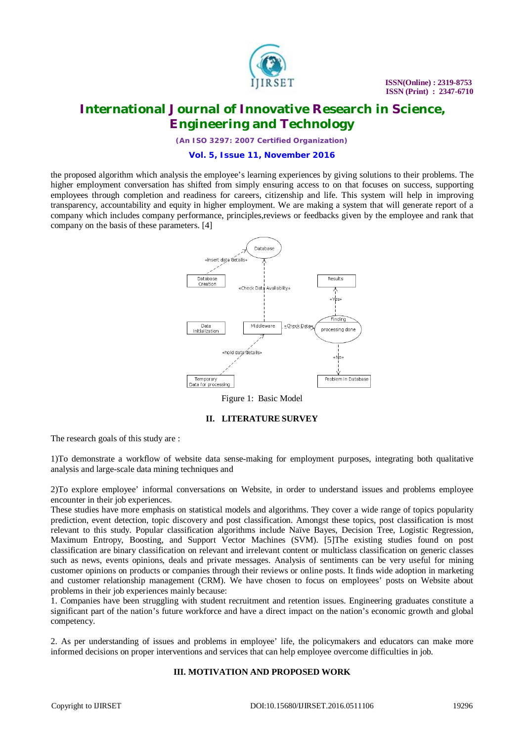the proposed algorithm which analysis the employee's learning experiences by giving solutions to their problems. The higher employment conversation has shifted from simply ensuring access to on that focuses on success, supporting employees through completion and readiness for careers, citizenship and life. This system will help in improving transparency, accountability and equity in higher employment. We are making a system that will generate report of a company which includes company performance, principles,reviews or feedbacks given by the employee and rank that company on the basis of these parameters. [4]

Figure 1: Basic Model

## II. LITERATURE SURVEY

The research goals of this study are :

1)To demonstrate a workflow of website data sense-making for employment purposes, integrating both qualitative analysis and large-scale data mining techniques and

2)To explore employee' informal conversations on Website, in order to understand issues and problems employee encounter in their job experiences.

These studies have more emphasis on statistical models and algorithms. They cover a wide range of topics popularity prediction, event detection, topic discovery and post classification. Amongst these topics, post classification is most relevant to this study. Popular classification algorithms include Naïve Bayes, Decision Tree, Logistic Regression, Maximum Entropy, Boosting, and Support Vector Machines (SVM). [5]The existing studies found on post classification are binary classification on relevant and irrelevant content or multiclass classification on generic classes such as news, events opinions, deals and private messages. Analysis of sentiments can be very useful for mining customer opinions on products or companies through their reviews or online posts. It finds wide adoption in marketing and customer relationship management (CRM). We have chosen to focus on employees' posts on Website about problems in their job experiences mainly because:

1. Companies have been struggling with student recruitment and retention issues. Engineering graduates constitute a significant part of the nation's future workforce and have a direct impact on the nation's economic growth and global competency.

2. As per understanding of issues and problems in employee' life, the policymakers and educators can make more informed decisions on proper interventions and services that can help employee overcome difficulties in job.

## III. MOTIVATION AND PROPOSED WORK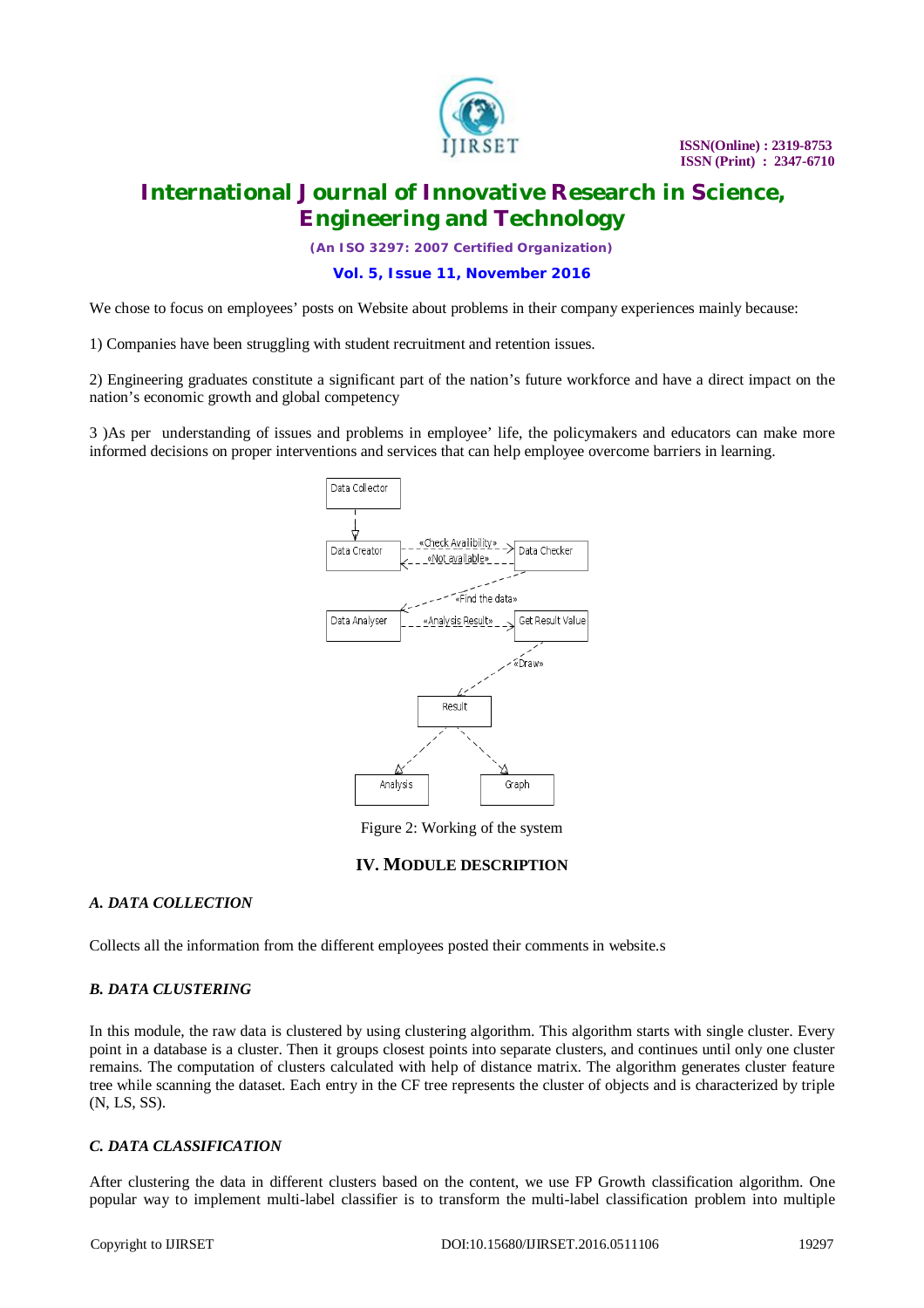We chose to focus on employees' posts on Website about problems in their company experiences mainly because:

1) Companies have been struggling with student recruitment and retention issues.

2) Engineering graduates constitute a significant part of the nation's future workforce and have a direct impact on the nation's economic growth and global competency

3 )As per understanding of issues and problems in employee' life, the policymakers and educators can make more informed decisions on proper interventions and services that can help employee overcome barriers in learning.

Figure 2: Working of the system

## IV. MODULE DESCRIPTION

### *A. DATA COLLECTION*

Collects all the information from the different employees posted their comments in website.s

### *B. DATA CLUSTERING*

In this module, the raw data is clustered by using clustering algorithm. This algorithm starts with single cluster. Every point in a database is a cluster. Then it groups closest points into separate clusters, and continues until only one cluster remains. The computation of clusters calculated with help of distance matrix. The algorithm generates cluster feature tree while scanning the dataset. Each entry in the CF tree represents the cluster of objects and is characterized by triple (N, LS, SS).

### *C. DATA CLASSIFICATION*

After clustering the data in different clusters based on the content, we use FP Growth classification algorithm. One popular way to implement multi-label classifier is to transform the multi-label classification problem into multiple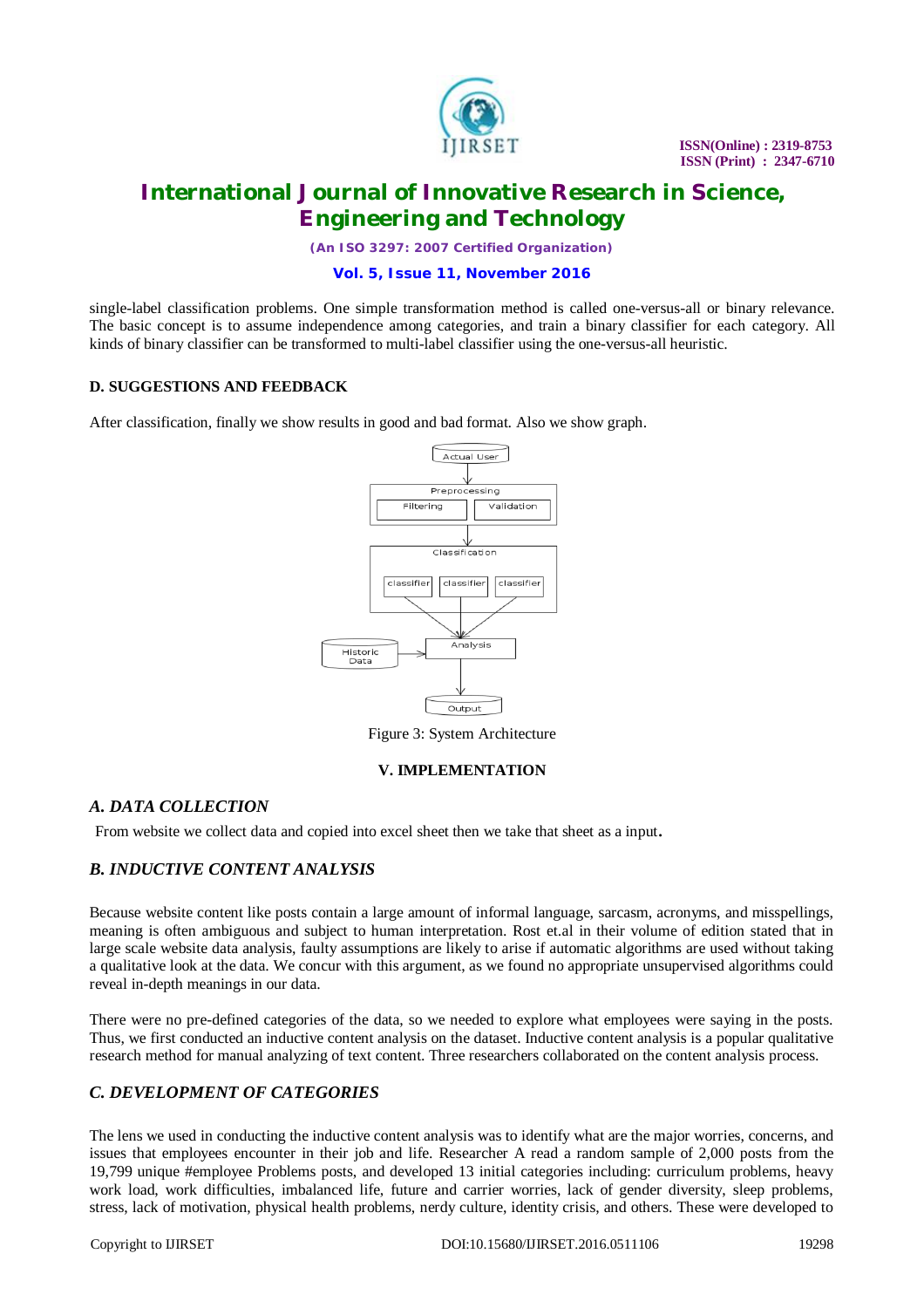single-label classification problems. One simple transformation method is called one-versus-all or binary relevance. The basic concept is to assume independence among categories, and train a binary classifier for each category. All kinds of binary classifier can be transformed to multi-label classifier using the one-versus-all heuristic.

### D. SUGGESTIONS AND FEEDBACK

After classification, finally we show results in good and bad format. Also we show graph.

Figure 3: System Architecture

## V. IMPLEMENTATION

### *A. DATA COLLECTION*

From website we collect data and copied into excel sheet then we take that sheet as a input.

### *B. INDUCTIVE CONTENT ANALYSIS*

Because website content like posts contain a large amount of informal language, sarcasm, acronyms, and misspellings, meaning is often ambiguous and subject to human interpretation. Rost et.al in their volume of edition stated that in large scale website data analysis, faulty assumptions are likely to arise if automatic algorithms are used without taking a qualitative look at the data. We concur with this argument, as we found no appropriate unsupervised algorithms could reveal in-depth meanings in our data.

There were no pre-defined categories of the data, so we needed to explore what employees were saying in the posts. Thus, we first conducted an inductive content analysis on the dataset. Inductive content analysis is a popular qualitative research method for manual analyzing of text content. Three researchers collaborated on the content analysis process.

### *C. DEVELOPMENT OF CATEGORIES*

The lens we used in conducting the inductive content analysis was to identify what are the major worries, concerns, and issues that employees encounter in their job and life. Researcher A read a random sample of 2,000 posts from the 19,799 unique #employee Problems posts, and developed 13 initial categories including: curriculum problems, heavy work load, work difficulties, imbalanced life, future and carrier worries, lack of gender diversity, sleep problems, stress, lack of motivation, physical health problems, nerdy culture, identity crisis, and others. These were developed to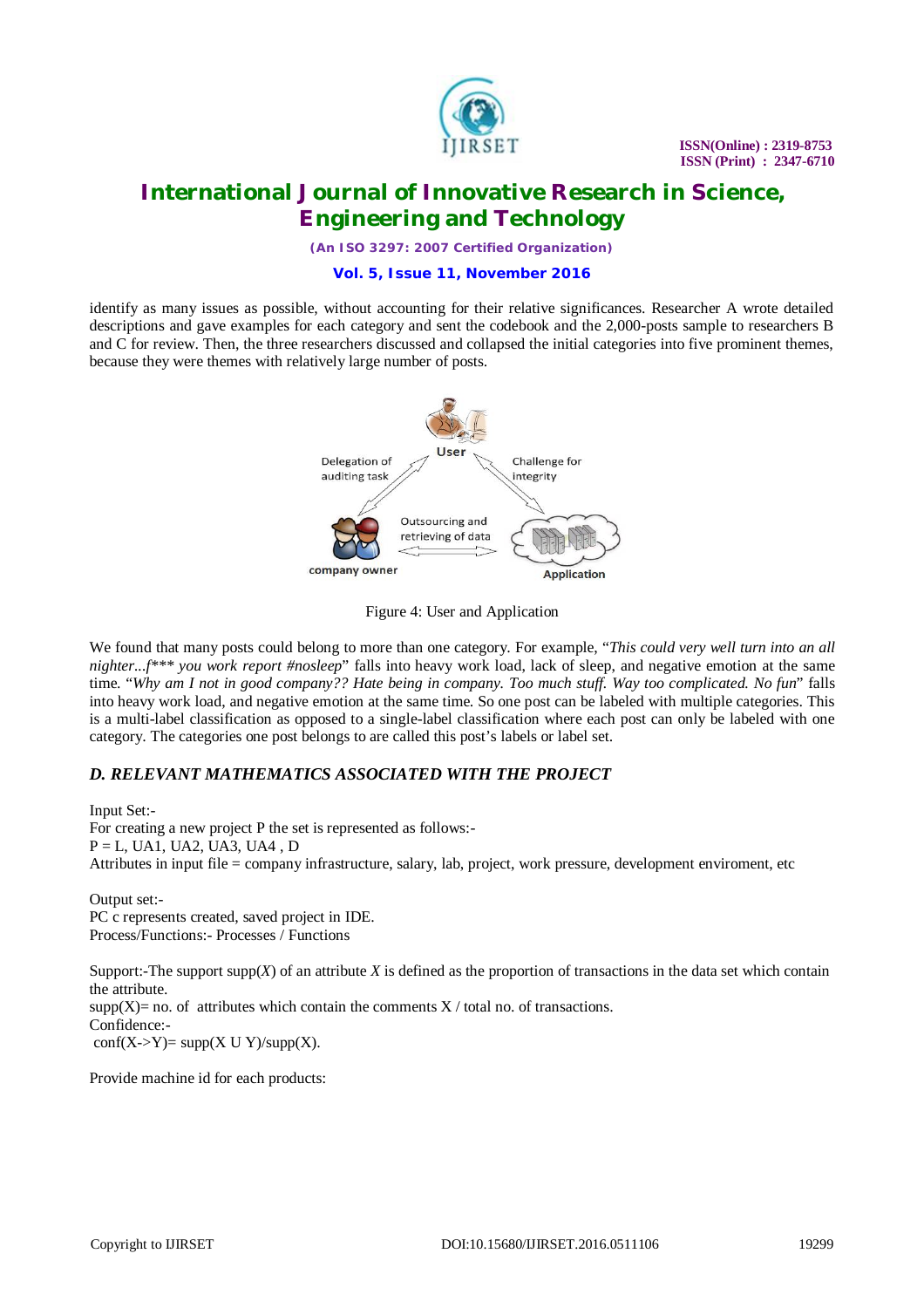identify as many issues as possible, without accounting for their relative significances. Researcher A wrote detailed descriptions and gave examples for each category and sent the codebook and the 2,000-posts sample to researchers B and C for review. Then, the three researchers discussed and collapsed the initial categories into five prominent themes, because they were themes with relatively large number of posts.

Figure 4: User and Application

We found that many posts could belong to more than one category. For example, "*This could very well turn into an all nighter...f\*\*\* you work report #nosleep*" falls into heavy work load, lack of sleep, and negative emotion at the same time. "*Why am I not in good company?? Hate being in company. Too much stuff. Way too complicated. No fun*" falls into heavy work load, and negative emotion at the same time. So one post can be labeled with multiple categories. This is a multi-label classification as opposed to a single-label classification where each post can only be labeled with one category. The categories one post belongs to are called this post's labels or label set.

### *D. RELEVANT MATHEMATICS ASSOCIATED WITH THE PROJECT*

Input Set:-
For creating a new project P the set is represented as follows:-
P = L, UA1, UA2, UA3, UA4 , D
Attributes in input file = company infrastructure, salary, lab, project, work pressure, development enviroment, etc

Output set:-
PC c represents created, saved project in IDE.
Process/Functions:- Processes / Functions

Support:-The support supp($X$) of an attribute $X$ is defined as the proportion of transactions in the data set which contain the attribute.
supp(X)= no. of attributes which contain the comments X / total no. of transactions.
Confidence:-
conf(X->Y)= supp(X U Y)/supp(X).

Provide machine id for each products: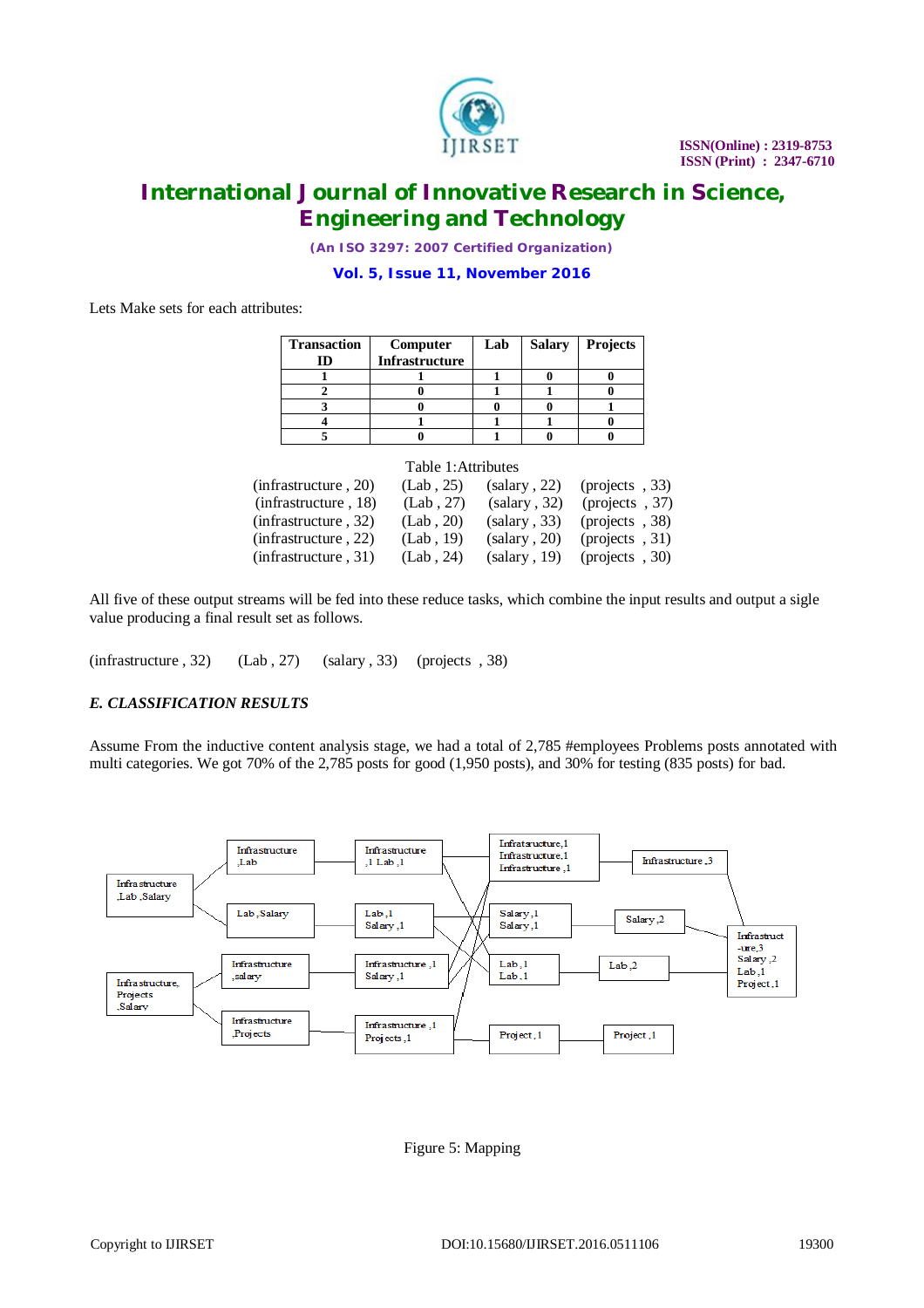Lets Make sets for each attributes:

| Transaction ID | Computer Infrastructure | Lab | Salary | Projects |
|---|---|---|---|---|
| 1 | 1 | 1 | 0 | 0 |
| 2 | 0 | 1 | 1 | 0 |
| 3 | 0 | 0 | 0 | 1 |
| 4 | 1 | 1 | 1 | 0 |
| 5 | 0 | 1 | 0 | 0 |

Table 1:Attributes

| | | | |
|---|---|---|---|
| (infrastructure , 20) | (Lab , 25) | (salary , 22) | (projects , 33) |
| (infrastructure , 18) | (Lab , 27) | (salary , 32) | (projects , 37) |
| (infrastructure , 32) | (Lab , 20) | (salary , 33) | (projects , 38) |
| (infrastructure , 22) | (Lab , 19) | (salary , 20) | (projects , 31) |
| (infrastructure , 31) | (Lab , 24) | (salary , 19) | (projects , 30) |

All five of these output streams will be fed into these reduce tasks, which combine the input results and output a sigle value producing a final result set as follows.

(infrastructure , 32) (Lab , 27) (salary , 33) (projects , 38)

### *E. CLASSIFICATION RESULTS*

Assume From the inductive content analysis stage, we had a total of 2,785 #employees Problems posts annotated with multi categories. We got 70% of the 2,785 posts for good (1,950 posts), and 30% for testing (835 posts) for bad.

Figure 5: Mapping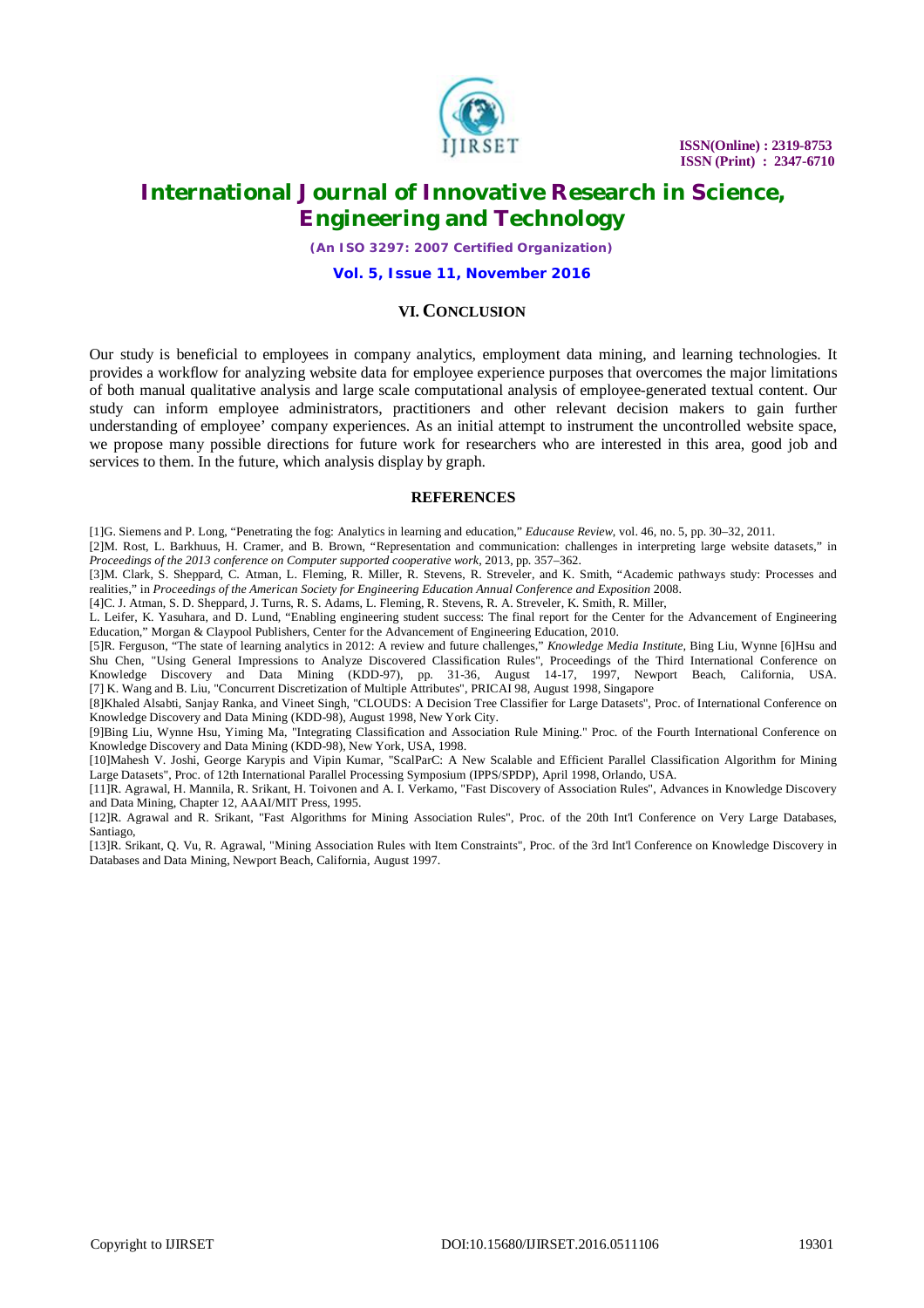## VI. CONCLUSION

Our study is beneficial to employees in company analytics, employment data mining, and learning technologies. It provides a workflow for analyzing website data for employee experience purposes that overcomes the major limitations of both manual qualitative analysis and large scale computational analysis of employee-generated textual content. Our study can inform employee administrators, practitioners and other relevant decision makers to gain further understanding of employee' company experiences. As an initial attempt to instrument the uncontrolled website space, we propose many possible directions for future work for researchers who are interested in this area, good job and services to them. In the future, which analysis display by graph.

## REFERENCES

[1]G. Siemens and P. Long, "Penetrating the fog: Analytics in learning and education," *Educause Review*, vol. 46, no. 5, pp. 30–32, 2011.

[2]M. Rost, L. Barkhuus, H. Cramer, and B. Brown, "Representation and communication: challenges in interpreting large website datasets," in *Proceedings of the 2013 conference on Computer supported cooperative work*, 2013, pp. 357–362.

[3]M. Clark, S. Sheppard, C. Atman, L. Fleming, R. Miller, R. Stevens, R. Streveler, and K. Smith, "Academic pathways study: Processes and realities," in *Proceedings of the American Society for Engineering Education Annual Conference and Exposition* 2008.

[4]C. J. Atman, S. D. Sheppard, J. Turns, R. S. Adams, L. Fleming, R. Stevens, R. A. Streveler, K. Smith, R. Miller, L. Leifer, K. Yasuhara, and D. Lund, "Enabling engineering student success: The final report for the Center for the Advancement of Engineering Education," Morgan & Claypool Publishers, Center for the Advancement of Engineering Education, 2010.

[5]R. Ferguson, "The state of learning analytics in 2012: A review and future challenges," *Knowledge Media Institute*, Bing Liu, Wynne [6]Hsu and Shu Chen, "Using General Impressions to Analyze Discovered Classification Rules", Proceedings of the Third International Conference on Knowledge Discovery and Data Mining (KDD-97), pp. 31-36, August 14-17, 1997, Newport Beach, California, USA.

[7] K. Wang and B. Liu, "Concurrent Discretization of Multiple Attributes", PRICAI 98, August 1998, Singapore

[8]Khaled Alsabti, Sanjay Ranka, and Vineet Singh, "CLOUDS: A Decision Tree Classifier for Large Datasets", Proc. of International Conference on Knowledge Discovery and Data Mining (KDD-98), August 1998, New York City.

[9]Bing Liu, Wynne Hsu, Yiming Ma, "Integrating Classification and Association Rule Mining." Proc. of the Fourth International Conference on Knowledge Discovery and Data Mining (KDD-98), New York, USA, 1998.

[10]Mahesh V. Joshi, George Karypis and Vipin Kumar, "ScalParC: A New Scalable and Efficient Parallel Classification Algorithm for Mining Large Datasets", Proc. of 12th International Parallel Processing Symposium (IPPS/SPDP), April 1998, Orlando, USA.

[11]R. Agrawal, H. Mannila, R. Srikant, H. Toivonen and A. I. Verkamo, "Fast Discovery of Association Rules", Advances in Knowledge Discovery and Data Mining, Chapter 12, AAAI/MIT Press, 1995.

[12]R. Agrawal and R. Srikant, "Fast Algorithms for Mining Association Rules", Proc. of the 20th Int'l Conference on Very Large Databases, Santiago,

[13]R. Srikant, Q. Vu, R. Agrawal, "Mining Association Rules with Item Constraints", Proc. of the 3rd Int'l Conference on Knowledge Discovery in Databases and Data Mining, Newport Beach, California, August 1997.